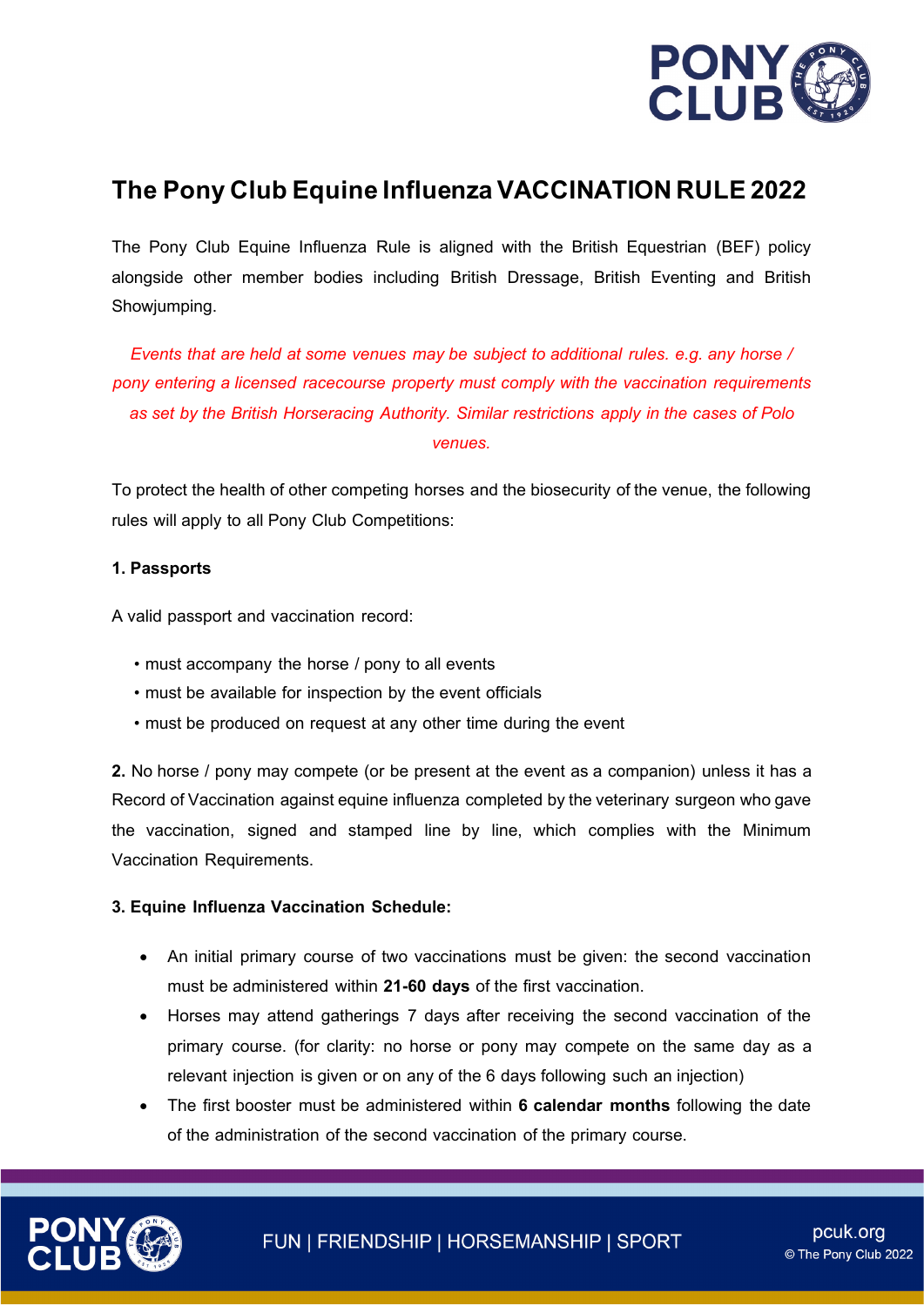# The Pony Club Equine Influenza VACCINATION RULE 2022

The Pony Club Equine Influenza Rule is aligned with the British Equestrian (BEF) policy alongside other member bodies including British Dressage, British Eventing and British Showjumping.

*Events that are held at some venues may be subject to additional rules. e.g. any horse / pony entering a licensed racecourse property must comply with the vaccination requirements as set by the British Horseracing Authority. Similar restrictions apply in the cases of Polo venues.*

To protect the health of other competing horses and the biosecurity of the venue, the following rules will apply to all Pony Club Competitions:

**1. Passports**

A valid passport and vaccination record:

- must accompany the horse / pony to all events
- must be available for inspection by the event officials
- must be produced on request at any other time during the event

**2.** No horse / pony may compete (or be present at the event as a companion) unless it has a Record of Vaccination against equine influenza completed by the veterinary surgeon who gave the vaccination, signed and stamped line by line, which complies with the Minimum Vaccination Requirements.

**3. Equine Influenza Vaccination Schedule:**

- An initial primary course of two vaccinations must be given: the second vaccination must be administered within **21-60 days** of the first vaccination.
- Horses may attend gatherings 7 days after receiving the second vaccination of the primary course. (for clarity: no horse or pony may compete on the same day as a relevant injection is given or on any of the 6 days following such an injection)
- The first booster must be administered within **6 calendar months** following the date of the administration of the second vaccination of the primary course.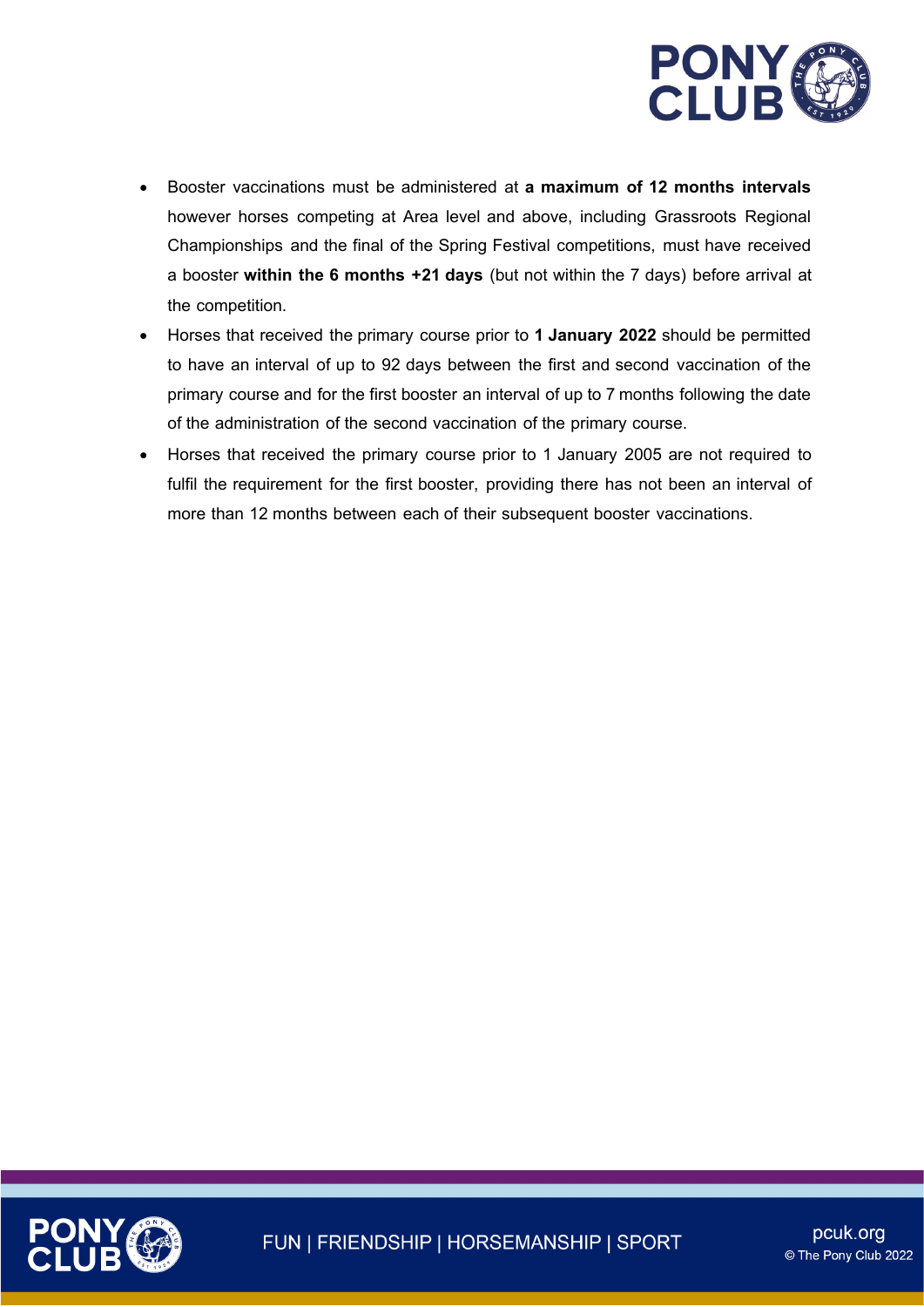- Booster vaccinations must be administered at **a maximum of 12 months intervals** however horses competing at Area level and above, including Grassroots Regional Championships and the final of the Spring Festival competitions, must have received a booster **within the 6 months +21 days** (but not within the 7 days) before arrival at the competition.
- Horses that received the primary course prior to **1 January 2022** should be permitted to have an interval of up to 92 days between the first and second vaccination of the primary course and for the first booster an interval of up to 7 months following the date of the administration of the second vaccination of the primary course.
- Horses that received the primary course prior to 1 January 2005 are not required to fulfil the requirement for the first booster, providing there has not been an interval of more than 12 months between each of their subsequent booster vaccinations.